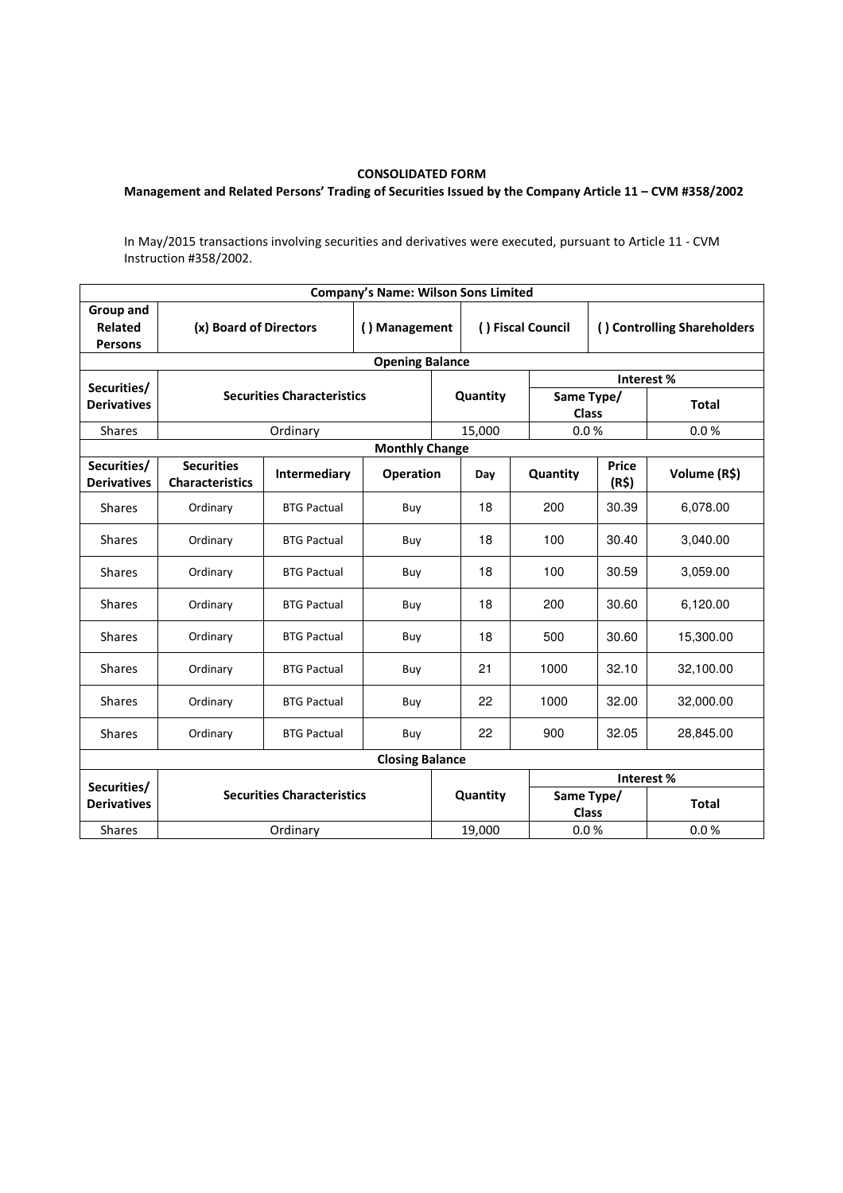**CONSOLIDATED FORM**

**Management and Related Persons' Trading of Securities Issued by the Company Article 11 – CVM #358/2002**

In May/2015 transactions involving securities and derivatives were executed, pursuant to Article 11 - CVM Instruction #358/2002.

| **Company's Name: Wilson Sons Limited** | | | | | | | |
|---|---|---|---|---|---|---|---|
| **Group and Related Persons** | **(x) Board of Directors** | | **( ) Management** | **( ) Fiscal Council** | | **( ) Controlling Shareholders** | |
| **Opening Balance** | | | | | | | |
| **Securities/ Derivatives** | **Securities Characteristics** | | | **Quantity** | **Interest %** | | |
| | | | | | **Same Type/ Class** | | **Total** |
| Shares | Ordinary | | | 15,000 | 0.0 % | | 0.0 % |
| **Monthly Change** | | | | | | | |
| **Securities/ Derivatives** | **Securities Characteristics** | **Intermediary** | **Operation** | **Day** | **Quantity** | **Price (R$)** | **Volume (R$)** |
| Shares | Ordinary | BTG Pactual | Buy | 18 | 200 | 30.39 | 6,078.00 |
| Shares | Ordinary | BTG Pactual | Buy | 18 | 100 | 30.40 | 3,040.00 |
| Shares | Ordinary | BTG Pactual | Buy | 18 | 100 | 30.59 | 3,059.00 |
| Shares | Ordinary | BTG Pactual | Buy | 18 | 200 | 30.60 | 6,120.00 |
| Shares | Ordinary | BTG Pactual | Buy | 18 | 500 | 30.60 | 15,300.00 |
| Shares | Ordinary | BTG Pactual | Buy | 21 | 1000 | 32.10 | 32,100.00 |
| Shares | Ordinary | BTG Pactual | Buy | 22 | 1000 | 32.00 | 32,000.00 |
| Shares | Ordinary | BTG Pactual | Buy | 22 | 900 | 32.05 | 28,845.00 |
| **Closing Balance** | | | | | | | |
| **Securities/ Derivatives** | **Securities Characteristics** | | | **Quantity** | **Interest %** | | |
| | | | | | **Same Type/ Class** | | **Total** |
| Shares | Ordinary | | | 19,000 | 0.0 % | | 0.0 % |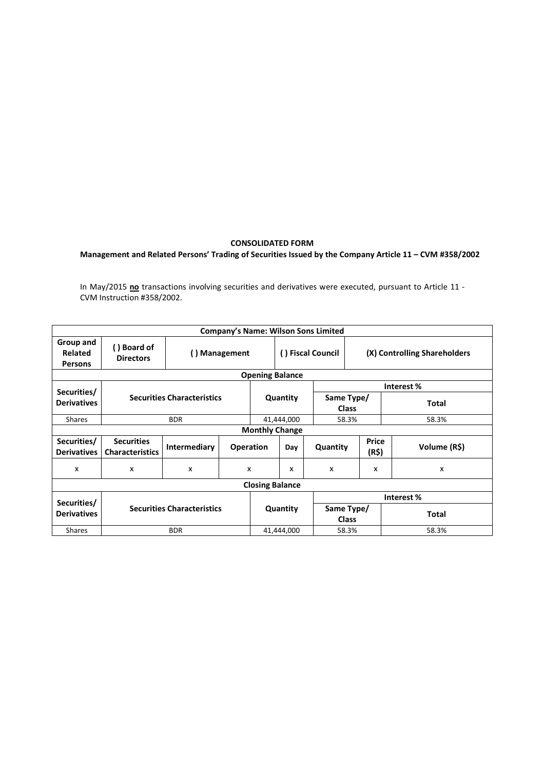**CONSOLIDATED FORM**

**Management and Related Persons' Trading of Securities Issued by the Company Article 11 – CVM #358/2002**

In May/2015 **no** transactions involving securities and derivatives were executed, pursuant to Article 11 - CVM Instruction #358/2002.

| **Company's Name: Wilson Sons Limited** | | | | | | | |
|---|---|---|---|---|---|---|---|
| **Group and Related Persons** | **( ) Board of Directors** | **( ) Management** | | **( ) Fiscal Council** | | **(X) Controlling Shareholders** | |
| **Opening Balance** | | | | | | | |
| **Securities/ Derivatives** | **Securities Characteristics** | | | **Quantity** | | **Interest %** | |
| | | | | | | **Same Type/ Class** | **Total** |
| Shares | BDR | | | 41,444,000 | | 58.3% | 58.3% |
| **Monthly Change** | | | | | | | |
| **Securities/ Derivatives** | **Securities Characteristics** | **Intermediary** | **Operation** | **Day** | **Quantity** | **Price (R$)** | **Volume (R$)** |
| x | x | x | x | x | x | x | x |
| **Closing Balance** | | | | | | | |
| **Securities/ Derivatives** | **Securities Characteristics** | | | **Quantity** | | **Interest %** | |
| | | | | | | **Same Type/ Class** | **Total** |
| Shares | BDR | | | 41,444,000 | | 58.3% | 58.3% |